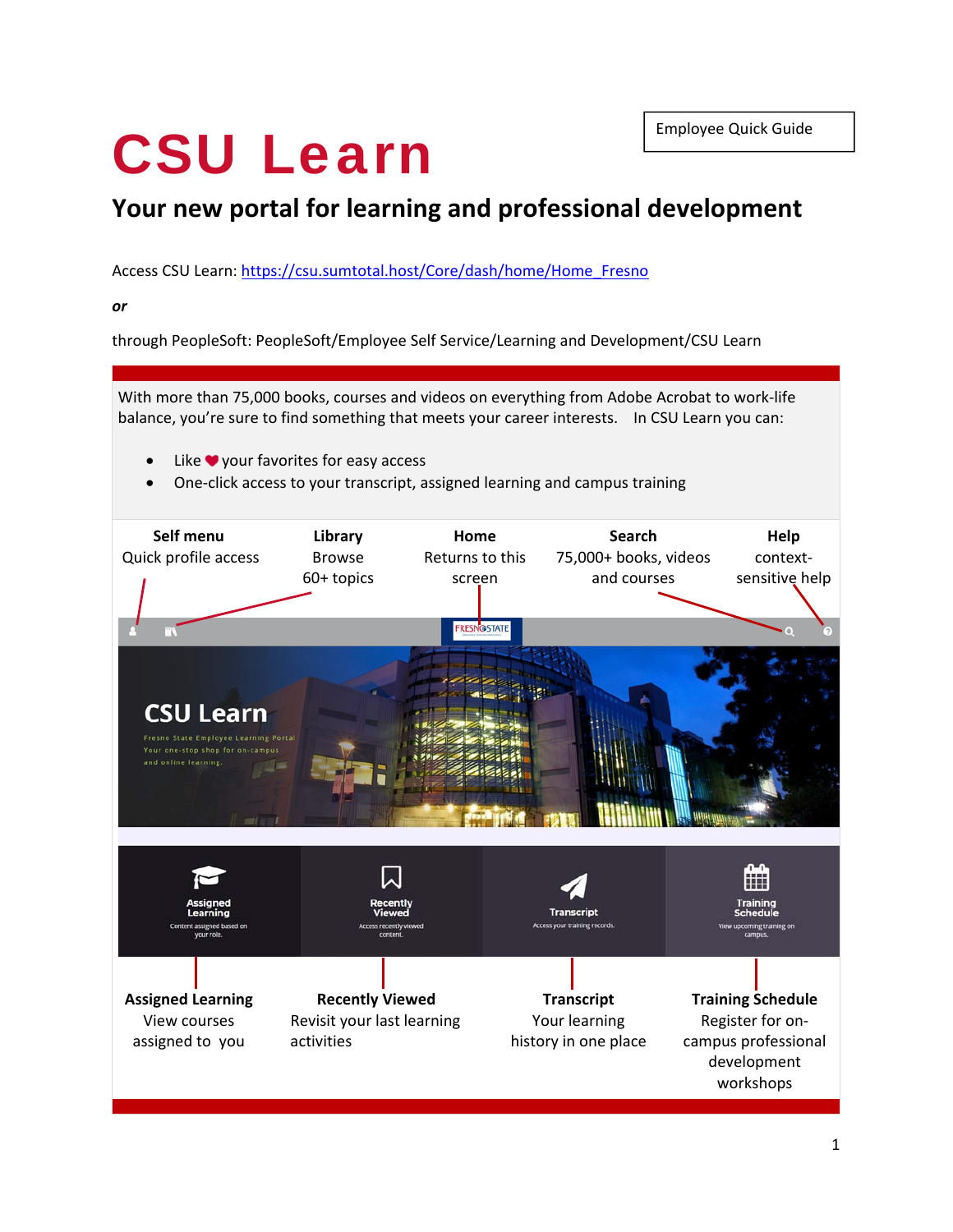Employee Quick Guide

# CSU Learn

## Your new portal for learning and professional development

Access CSU Learn: https://csu.sumtotal.host/Core/dash/home/Home_Fresno

***or***

through PeopleSoft: PeopleSoft/Employee Self Service/Learning and Development/CSU Learn

With more than 75,000 books, courses and videos on everything from Adobe Acrobat to work-life balance, you're sure to find something that meets your career interests. In CSU Learn you can:

- Like ❤ your favorites for easy access
- One-click access to your transcript, assigned learning and campus training

**Self menu**
Quick profile access

**Library**
Browse 60+ topics

**Home**
Returns to this screen

**Search**
75,000+ books, videos and courses

**Help**
context-sensitive help

**Assigned Learning**
View courses assigned to you

**Recently Viewed**
Revisit your last learning activities

**Transcript**
Your learning history in one place

**Training Schedule**
Register for on-campus professional development workshops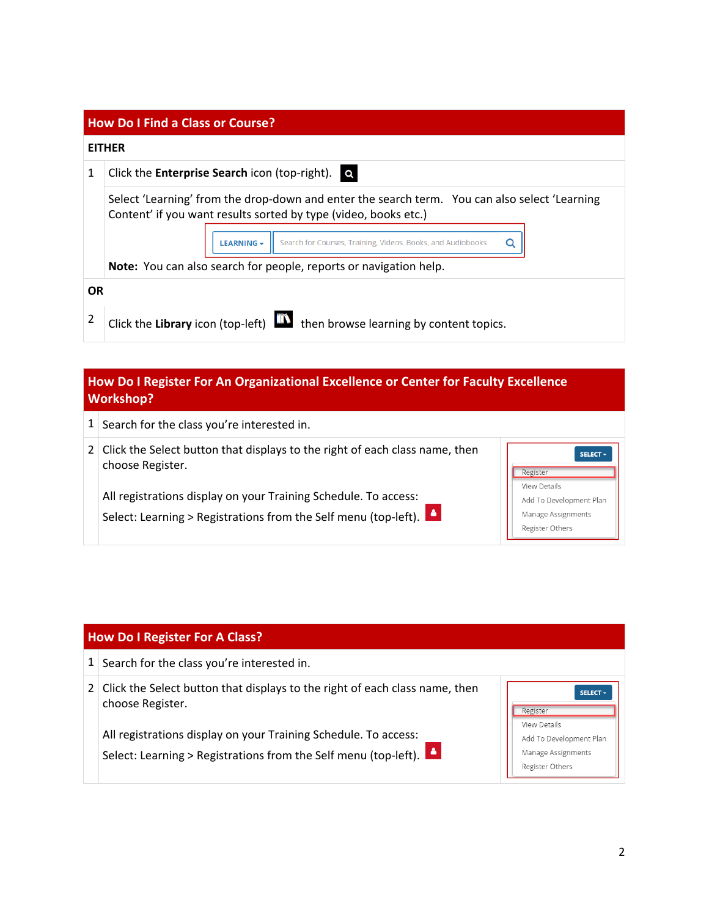## How Do I Find a Class or Course?

**EITHER**

1. Click the **Enterprise Search** icon (top-right).

   Select 'Learning' from the drop-down and enter the search term. You can also select 'Learning Content' if you want results sorted by type (video, books etc.)

   LEARNING ▾ | Search for Courses, Training, Videos, Books, and Audiobooks

   **Note:** You can also search for people, reports or navigation help.

**OR**

2. Click the **Library** icon (top-left) then browse learning by content topics.

## How Do I Register For An Organizational Excellence or Center for Faculty Excellence Workshop?

1. Search for the class you're interested in.
2. Click the Select button that displays to the right of each class name, then choose Register.

   All registrations display on your Training Schedule. To access:

   Select: Learning > Registrations from the Self menu (top-left).

   SELECT ▾
   - Register
   - View Details
   - Add To Development Plan
   - Manage Assignments
   - Register Others

## How Do I Register For A Class?

1. Search for the class you're interested in.
2. Click the Select button that displays to the right of each class name, then choose Register.

   All registrations display on your Training Schedule. To access:

   Select: Learning > Registrations from the Self menu (top-left).

   SELECT ▾
   - Register
   - View Details
   - Add To Development Plan
   - Manage Assignments
   - Register Others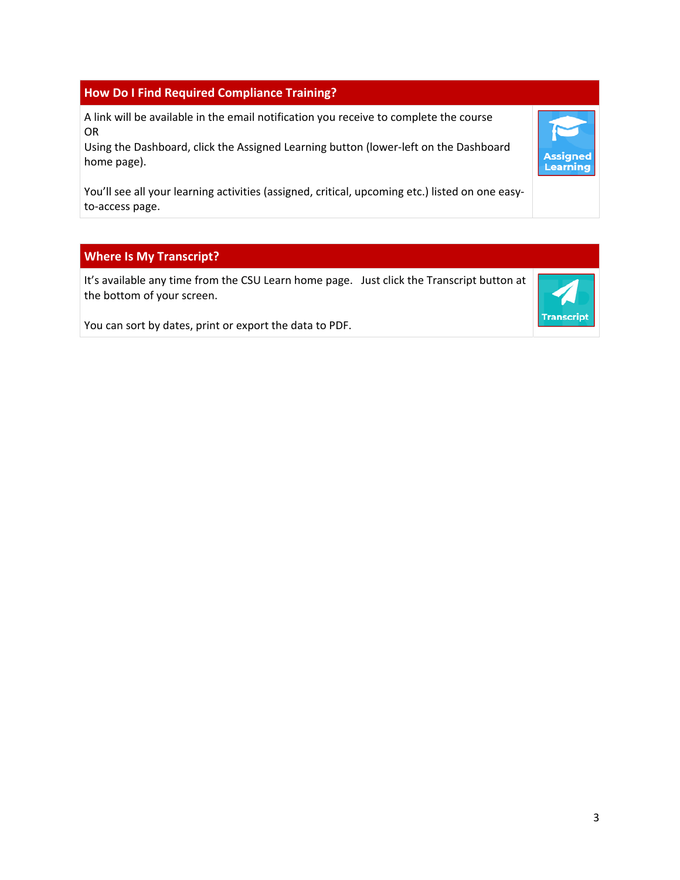## How Do I Find Required Compliance Training?

A link will be available in the email notification you receive to complete the course
OR
Using the Dashboard, click the Assigned Learning button (lower-left on the Dashboard home page).

You'll see all your learning activities (assigned, critical, upcoming etc.) listed on one easy-to-access page.

## Where Is My Transcript?

It's available any time from the CSU Learn home page. Just click the Transcript button at the bottom of your screen.

You can sort by dates, print or export the data to PDF.